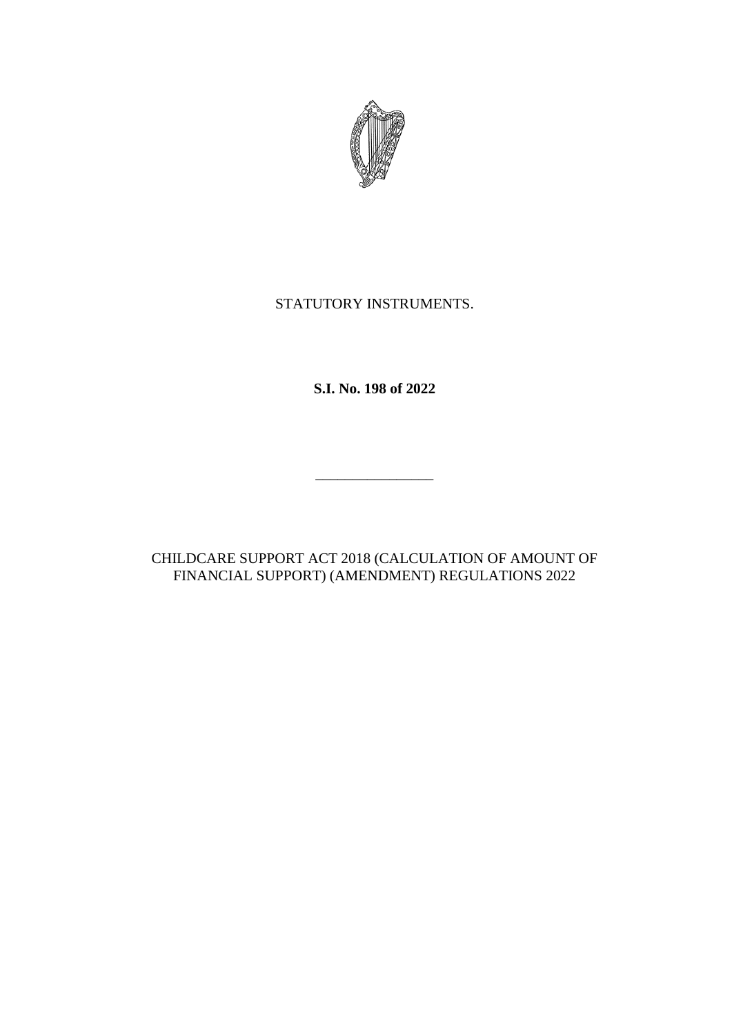STATUTORY INSTRUMENTS.

**S.I. No. 198 of 2022**

\_\_\_\_\_\_\_\_\_\_\_\_\_\_\_\_

CHILDCARE SUPPORT ACT 2018 (CALCULATION OF AMOUNT OF FINANCIAL SUPPORT) (AMENDMENT) REGULATIONS 2022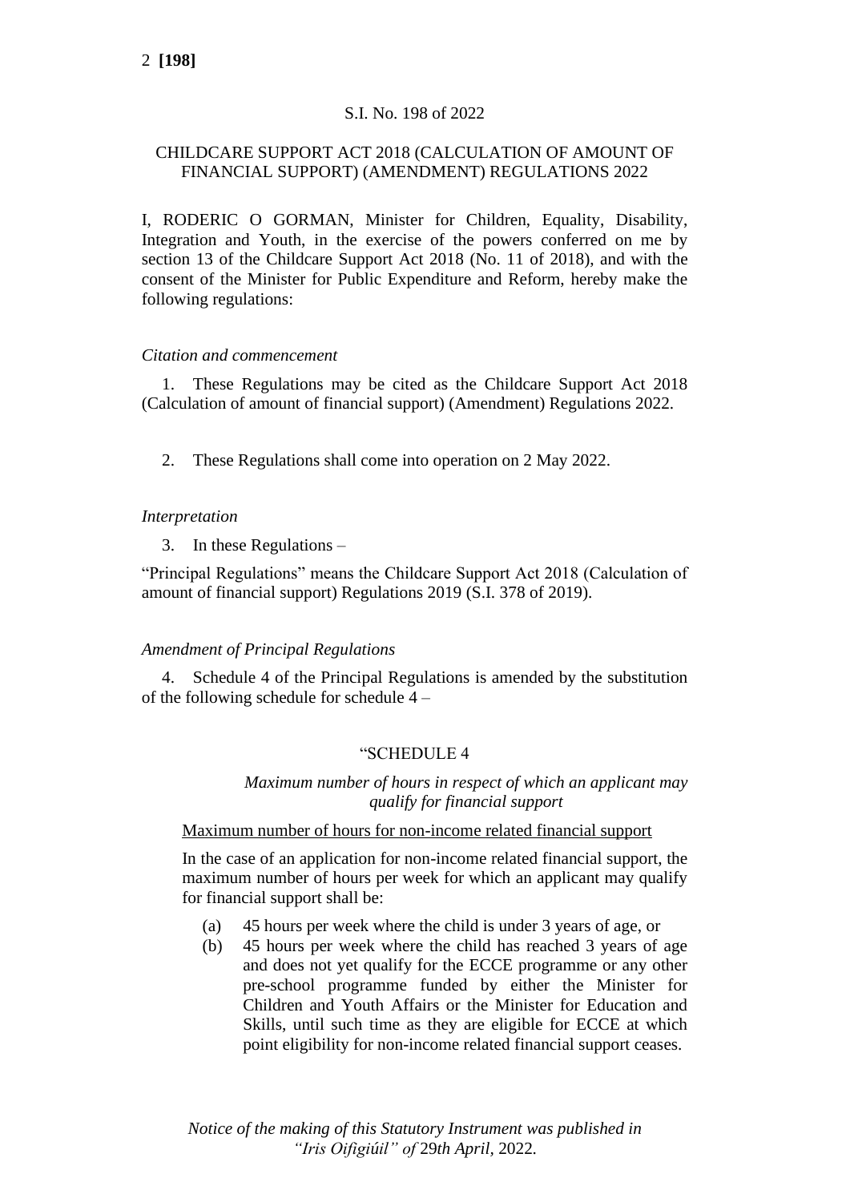S.I. No. 198 of 2022

CHILDCARE SUPPORT ACT 2018 (CALCULATION OF AMOUNT OF FINANCIAL SUPPORT) (AMENDMENT) REGULATIONS 2022

I, RODERIC O GORMAN, Minister for Children, Equality, Disability, Integration and Youth, in the exercise of the powers conferred on me by section 13 of the Childcare Support Act 2018 (No. 11 of 2018), and with the consent of the Minister for Public Expenditure and Reform, hereby make the following regulations:

*Citation and commencement*

1. These Regulations may be cited as the Childcare Support Act 2018 (Calculation of amount of financial support) (Amendment) Regulations 2022.

2. These Regulations shall come into operation on 2 May 2022.

*Interpretation*

3. In these Regulations –

"Principal Regulations" means the Childcare Support Act 2018 (Calculation of amount of financial support) Regulations 2019 (S.I. 378 of 2019).

*Amendment of Principal Regulations*

4. Schedule 4 of the Principal Regulations is amended by the substitution of the following schedule for schedule 4 –

"SCHEDULE 4

*Maximum number of hours in respect of which an applicant may qualify for financial support*

Maximum number of hours for non-income related financial support

In the case of an application for non-income related financial support, the maximum number of hours per week for which an applicant may qualify for financial support shall be:

(a) 45 hours per week where the child is under 3 years of age, or

(b) 45 hours per week where the child has reached 3 years of age and does not yet qualify for the ECCE programme or any other pre-school programme funded by either the Minister for Children and Youth Affairs or the Minister for Education and Skills, until such time as they are eligible for ECCE at which point eligibility for non-income related financial support ceases.

*Notice of the making of this Statutory Instrument was published in "Iris Oifigiúil" of 29th April, 2022.*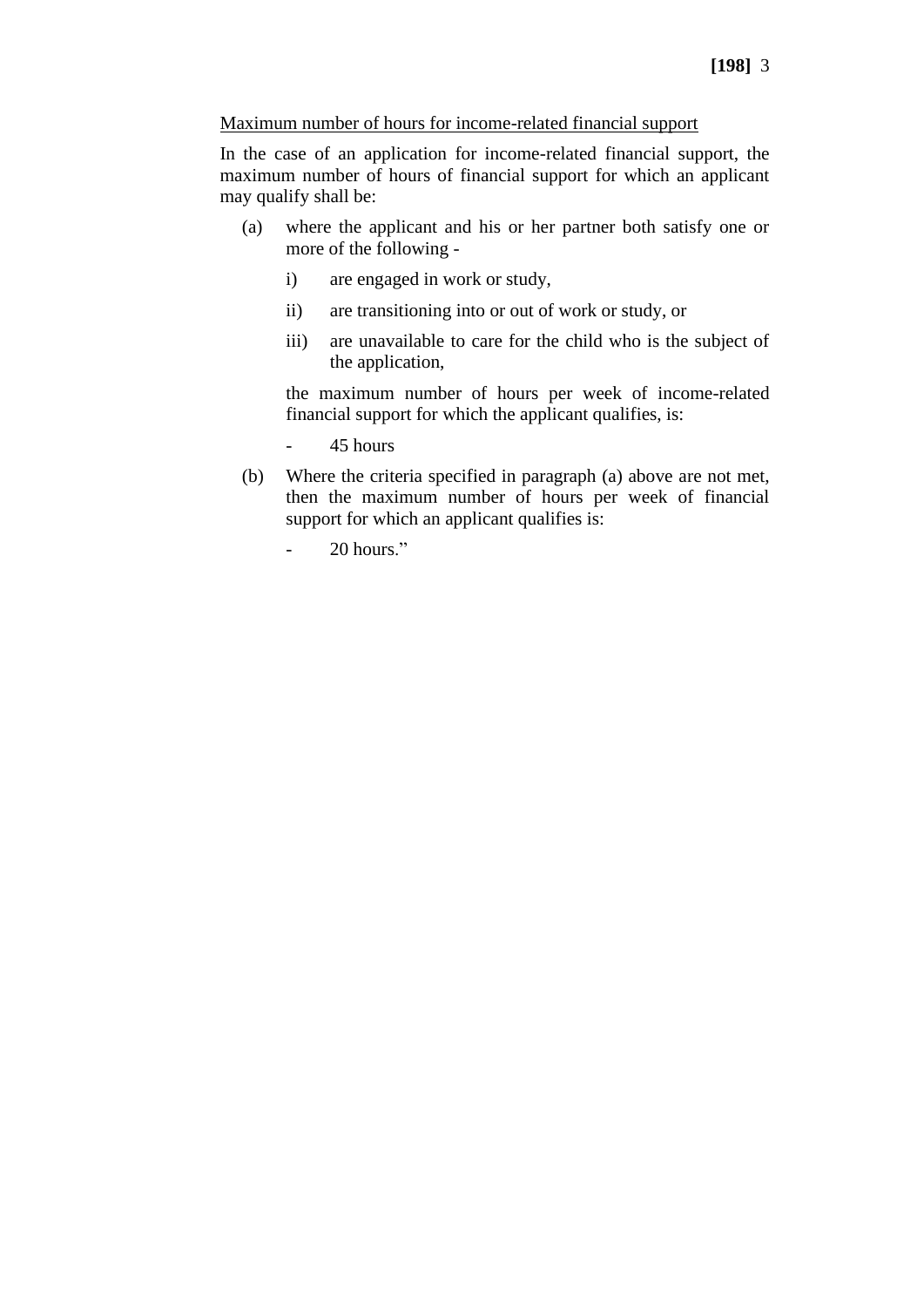<u>Maximum number of hours for income-related financial support</u>

In the case of an application for income-related financial support, the maximum number of hours of financial support for which an applicant may qualify shall be:

(a) where the applicant and his or her partner both satisfy one or more of the following -

  i) are engaged in work or study,

  ii) are transitioning into or out of work or study, or

  iii) are unavailable to care for the child who is the subject of the application,

  the maximum number of hours per week of income-related financial support for which the applicant qualifies, is:

  - 45 hours

(b) Where the criteria specified in paragraph (a) above are not met, then the maximum number of hours per week of financial support for which an applicant qualifies is:

  - 20 hours."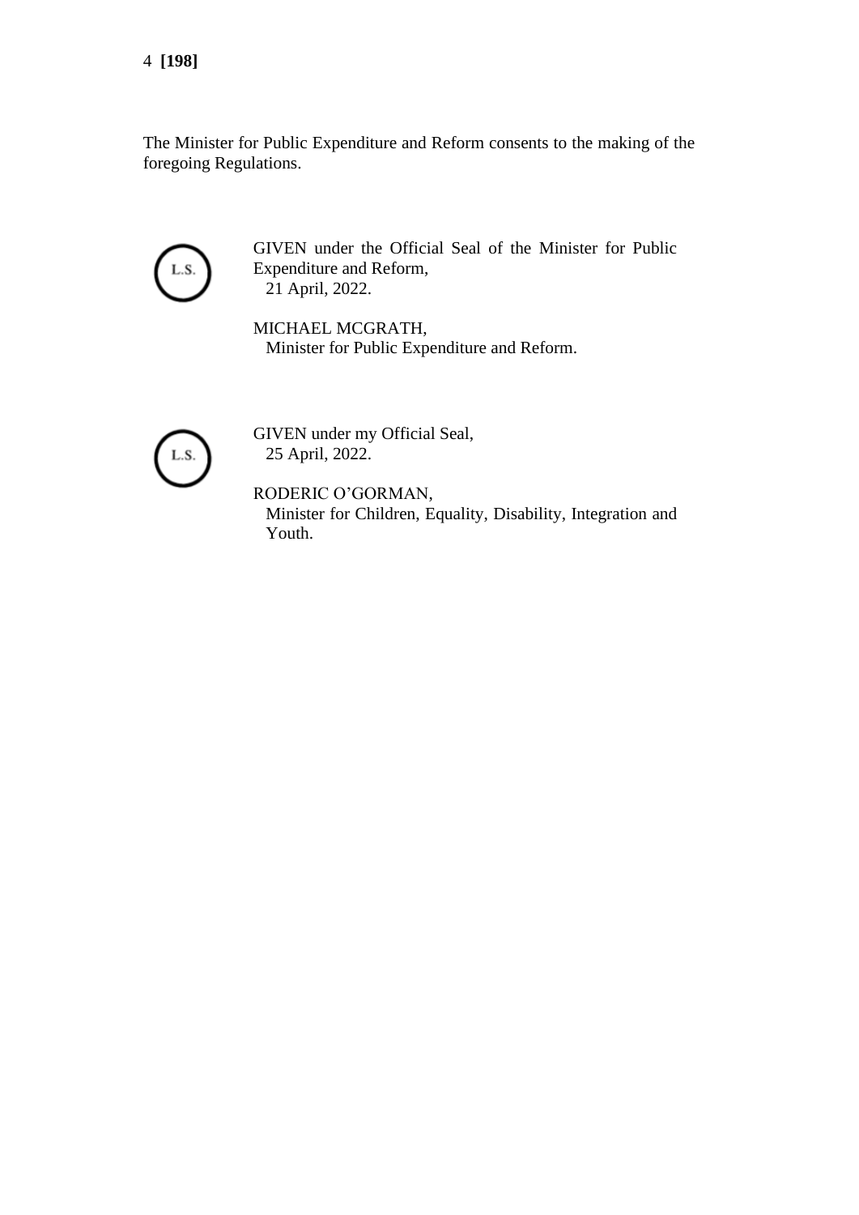The Minister for Public Expenditure and Reform consents to the making of the foregoing Regulations.

L.S.

GIVEN under the Official Seal of the Minister for Public Expenditure and Reform,
21 April, 2022.

MICHAEL MCGRATH,
Minister for Public Expenditure and Reform.

L.S.

GIVEN under my Official Seal,
25 April, 2022.

RODERIC O'GORMAN,
Minister for Children, Equality, Disability, Integration and Youth.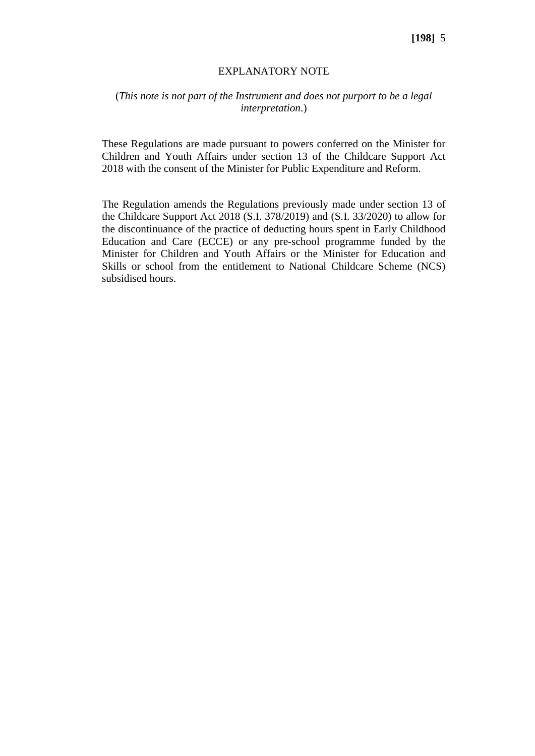## EXPLANATORY NOTE

(*This note is not part of the Instrument and does not purport to be a legal interpretation*.)

These Regulations are made pursuant to powers conferred on the Minister for Children and Youth Affairs under section 13 of the Childcare Support Act 2018 with the consent of the Minister for Public Expenditure and Reform.

The Regulation amends the Regulations previously made under section 13 of the Childcare Support Act 2018 (S.I. 378/2019) and (S.I. 33/2020) to allow for the discontinuance of the practice of deducting hours spent in Early Childhood Education and Care (ECCE) or any pre-school programme funded by the Minister for Children and Youth Affairs or the Minister for Education and Skills or school from the entitlement to National Childcare Scheme (NCS) subsidised hours.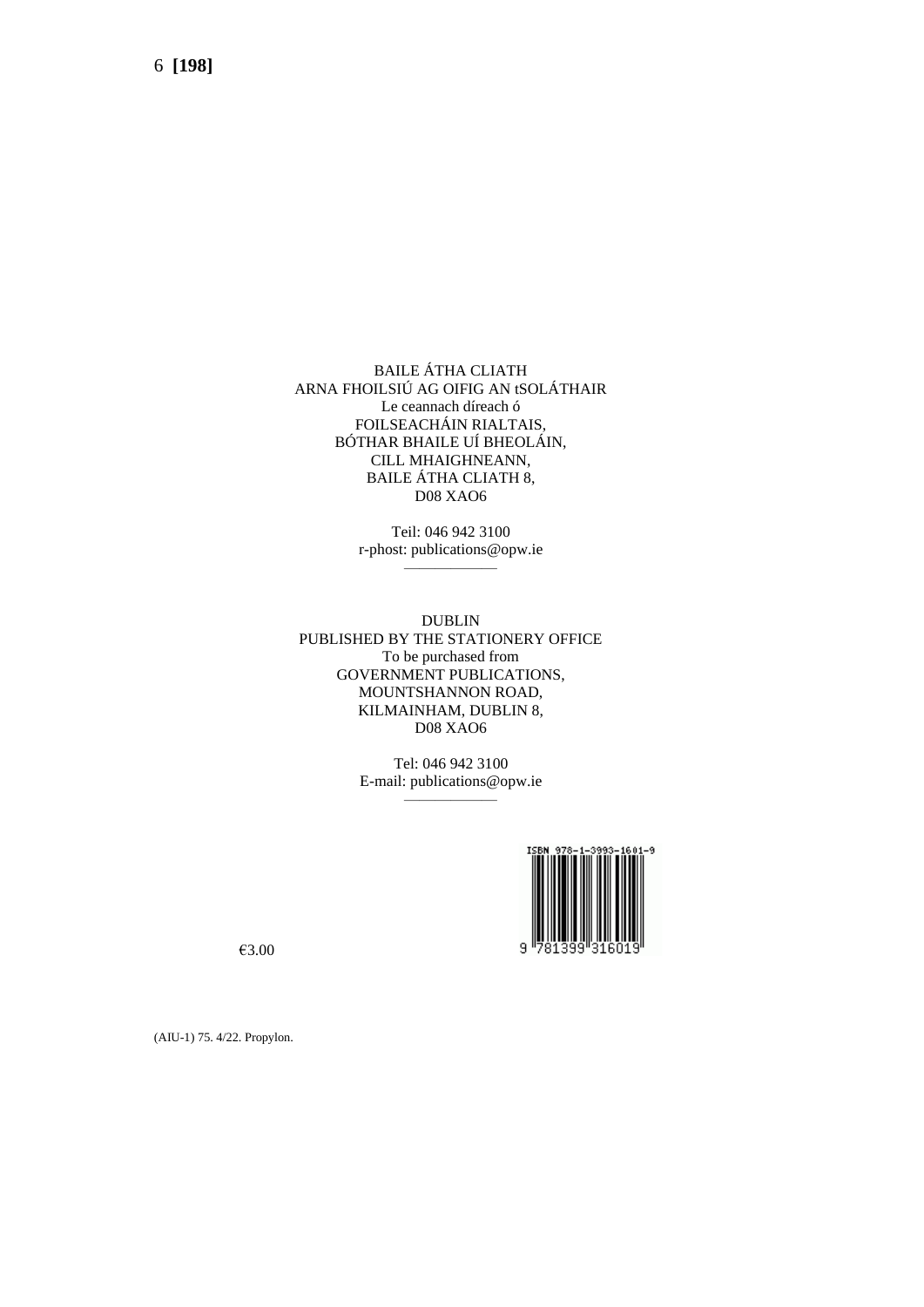BAILE ÁTHA CLIATH
ARNA FHOILSIÚ AG OIFIG AN tSOLÁTHAIR
Le ceannach díreach ó
FOILSEACHÁIN RIALTAIS,
BÓTHAR BHAILE UÍ BHEOLÁIN,
CILL MHAIGHNEANN,
BAILE ÁTHA CLIATH 8,
D08 XAO6

Teil: 046 942 3100
r-phost: publications@opw.ie

---

DUBLIN
PUBLISHED BY THE STATIONERY OFFICE
To be purchased from
GOVERNMENT PUBLICATIONS,
MOUNTSHANNON ROAD,
KILMAINHAM, DUBLIN 8,
D08 XAO6

Tel: 046 942 3100
E-mail: publications@opw.ie

---

ISBN 978-1-3993-1601-9

9 781399 316019

€3.00

(AIU-1) 75. 4/22. Propylon.